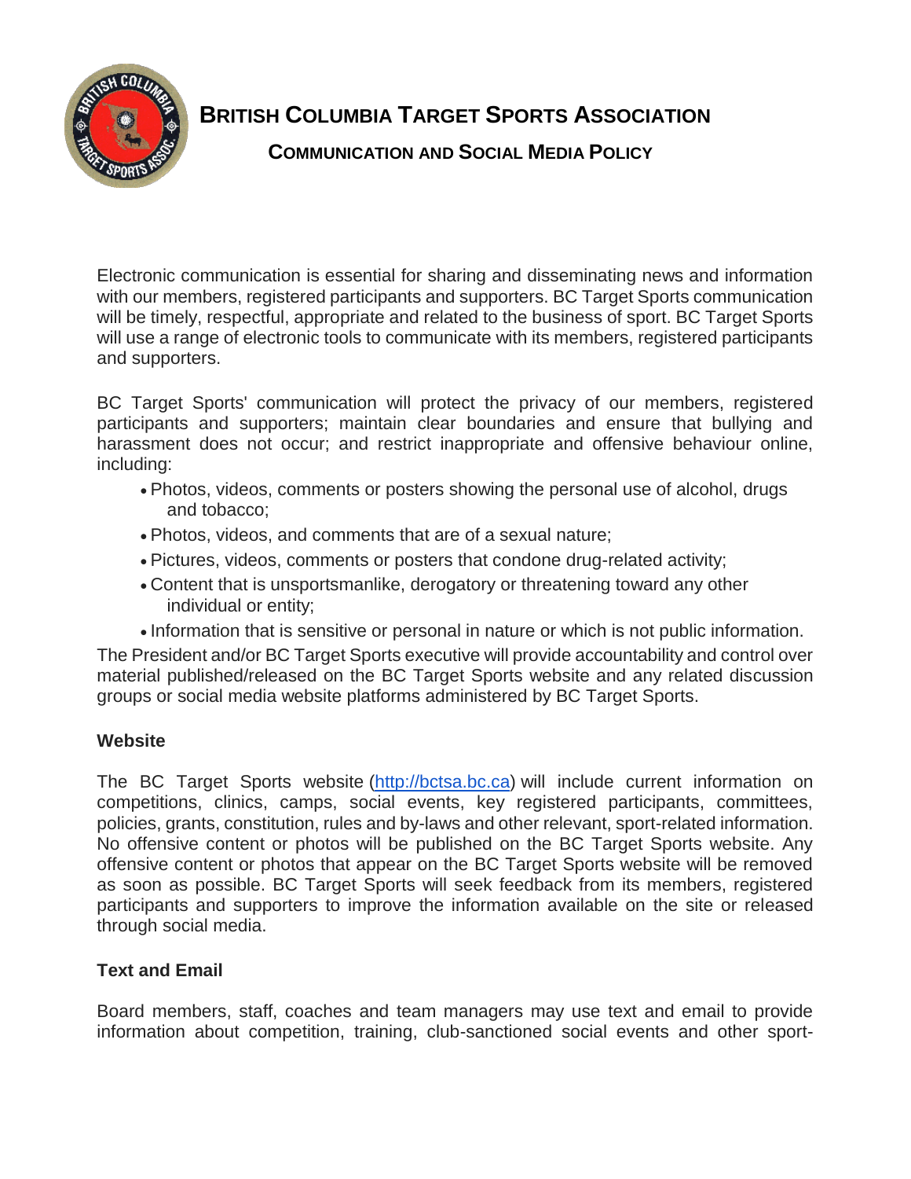# BRITISH COLUMBIA TARGET SPORTS ASSOCIATION

## COMMUNICATION AND SOCIAL MEDIA POLICY

Electronic communication is essential for sharing and disseminating news and information with our members, registered participants and supporters. BC Target Sports communication will be timely, respectful, appropriate and related to the business of sport. BC Target Sports will use a range of electronic tools to communicate with its members, registered participants and supporters.

BC Target Sports' communication will protect the privacy of our members, registered participants and supporters; maintain clear boundaries and ensure that bullying and harassment does not occur; and restrict inappropriate and offensive behaviour online, including:

- Photos, videos, comments or posters showing the personal use of alcohol, drugs and tobacco;
- Photos, videos, and comments that are of a sexual nature;
- Pictures, videos, comments or posters that condone drug-related activity;
- Content that is unsportsmanlike, derogatory or threatening toward any other individual or entity;
- Information that is sensitive or personal in nature or which is not public information.

The President and/or BC Target Sports executive will provide accountability and control over material published/released on the BC Target Sports website and any related discussion groups or social media website platforms administered by BC Target Sports.

### Website

The BC Target Sports website ([http://bctsa.bc.ca](http://bctsa.bc.ca)) will include current information on competitions, clinics, camps, social events, key registered participants, committees, policies, grants, constitution, rules and by-laws and other relevant, sport-related information. No offensive content or photos will be published on the BC Target Sports website. Any offensive content or photos that appear on the BC Target Sports website will be removed as soon as possible. BC Target Sports will seek feedback from its members, registered participants and supporters to improve the information available on the site or released through social media.

### Text and Email

Board members, staff, coaches and team managers may use text and email to provide information about competition, training, club-sanctioned social events and other sport-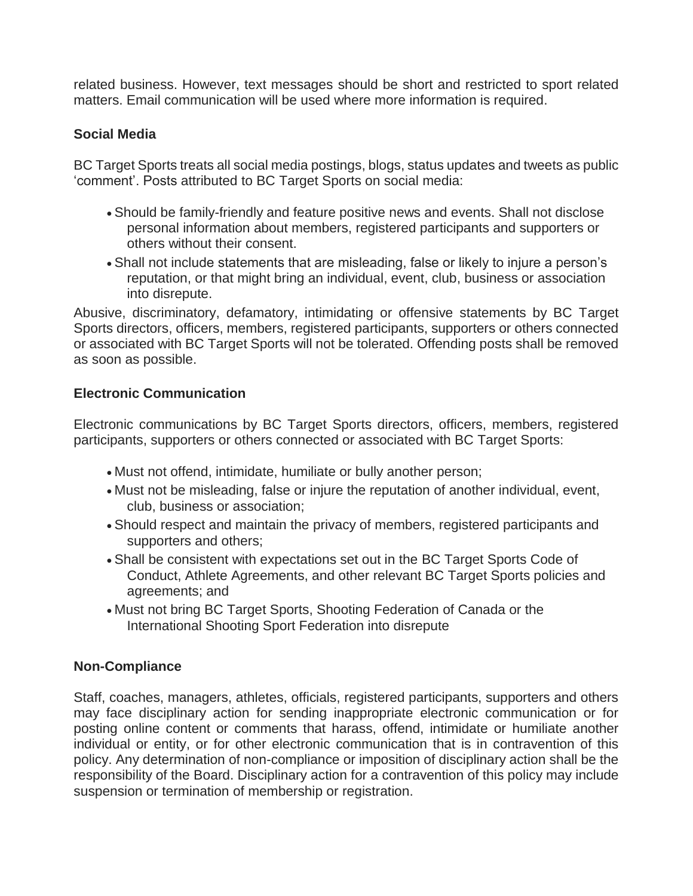related business. However, text messages should be short and restricted to sport related matters. Email communication will be used where more information is required.

**Social Media**

BC Target Sports treats all social media postings, blogs, status updates and tweets as public 'comment'. Posts attributed to BC Target Sports on social media:

- Should be family-friendly and feature positive news and events. Shall not disclose personal information about members, registered participants and supporters or others without their consent.
- Shall not include statements that are misleading, false or likely to injure a person's reputation, or that might bring an individual, event, club, business or association into disrepute.

Abusive, discriminatory, defamatory, intimidating or offensive statements by BC Target Sports directors, officers, members, registered participants, supporters or others connected or associated with BC Target Sports will not be tolerated. Offending posts shall be removed as soon as possible.

**Electronic Communication**

Electronic communications by BC Target Sports directors, officers, members, registered participants, supporters or others connected or associated with BC Target Sports:

- Must not offend, intimidate, humiliate or bully another person;
- Must not be misleading, false or injure the reputation of another individual, event, club, business or association;
- Should respect and maintain the privacy of members, registered participants and supporters and others;
- Shall be consistent with expectations set out in the BC Target Sports Code of Conduct, Athlete Agreements, and other relevant BC Target Sports policies and agreements; and
- Must not bring BC Target Sports, Shooting Federation of Canada or the International Shooting Sport Federation into disrepute

**Non-Compliance**

Staff, coaches, managers, athletes, officials, registered participants, supporters and others may face disciplinary action for sending inappropriate electronic communication or for posting online content or comments that harass, offend, intimidate or humiliate another individual or entity, or for other electronic communication that is in contravention of this policy. Any determination of non-compliance or imposition of disciplinary action shall be the responsibility of the Board. Disciplinary action for a contravention of this policy may include suspension or termination of membership or registration.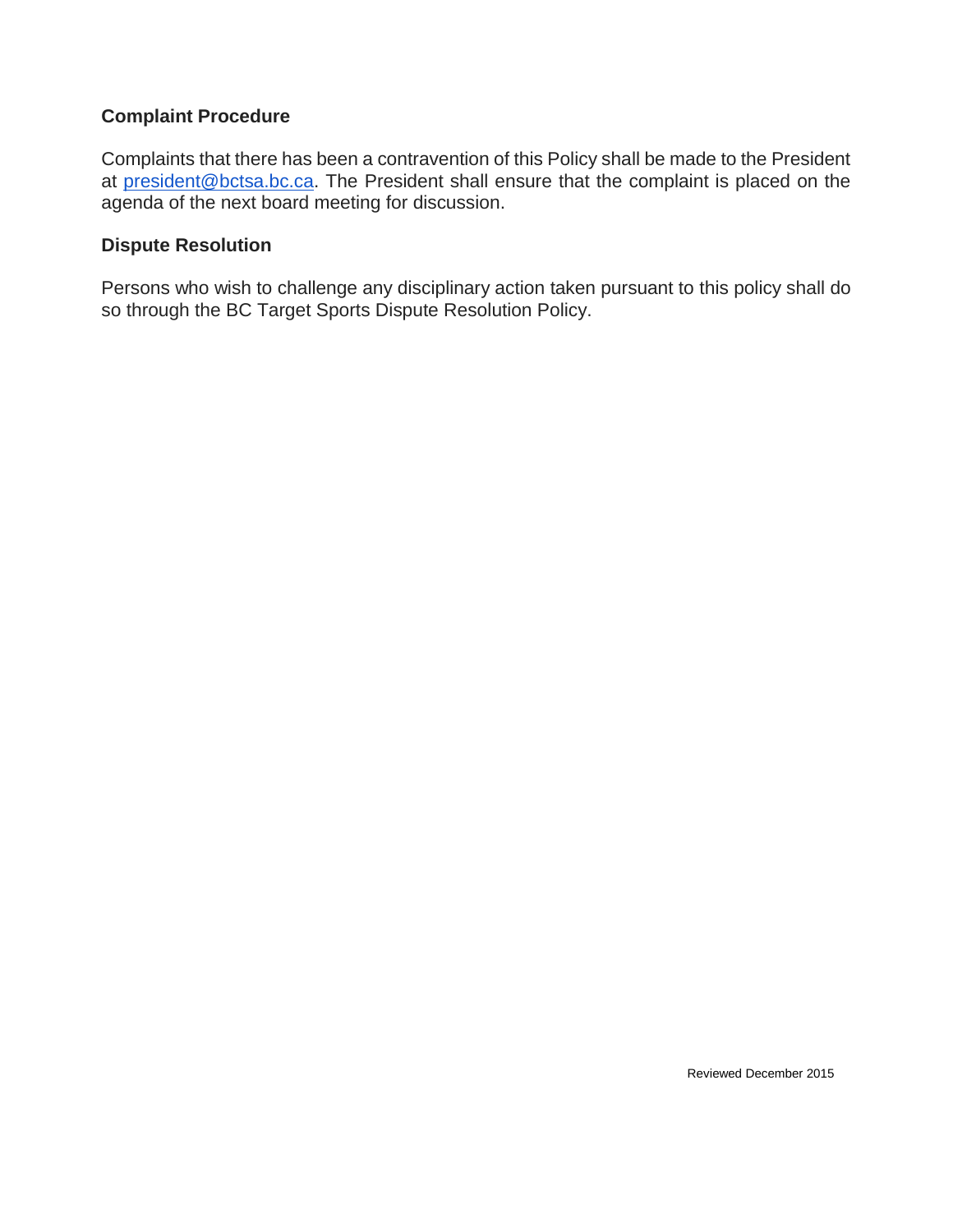### Complaint Procedure

Complaints that there has been a contravention of this Policy shall be made to the President at [president@bctsa.bc.ca](mailto:president@bctsa.bc.ca). The President shall ensure that the complaint is placed on the agenda of the next board meeting for discussion.

### Dispute Resolution

Persons who wish to challenge any disciplinary action taken pursuant to this policy shall do so through the BC Target Sports Dispute Resolution Policy.

Reviewed December 2015